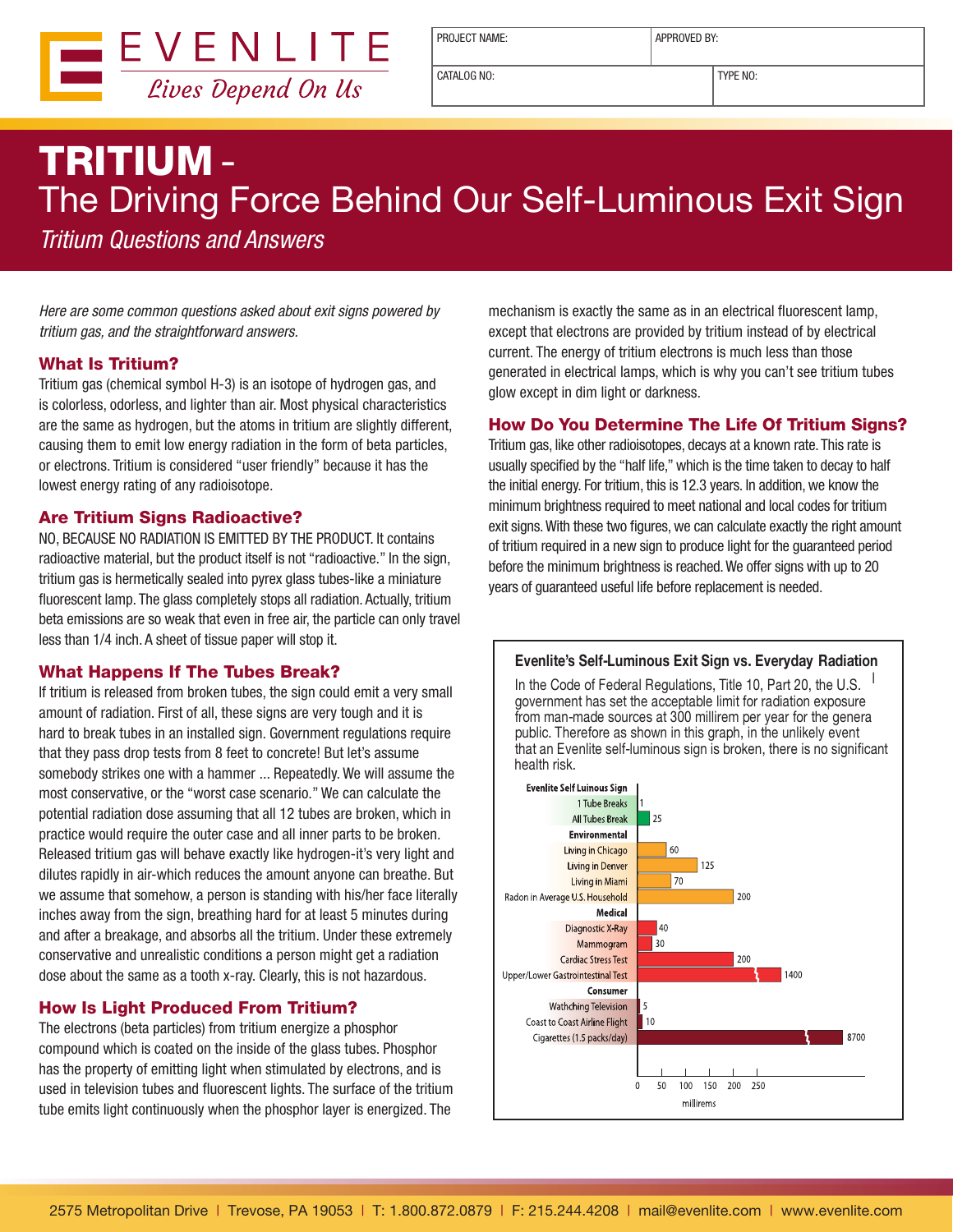EVENLITE

*Lives Depend On Us*

| PROJECT NAME: | APPROVED BY: |
|---|---|
| CATALOG NO: | TYPE NO: |

# TRITIUM - The Driving Force Behind Our Self-Luminous Exit Sign

*Tritium Questions and Answers*

*Here are some common questions asked about exit signs powered by tritium gas, and the straightforward answers.*

## What Is Tritium?

Tritium gas (chemical symbol H-3) is an isotope of hydrogen gas, and is colorless, odorless, and lighter than air. Most physical characteristics are the same as hydrogen, but the atoms in tritium are slightly different, causing them to emit low energy radiation in the form of beta particles, or electrons. Tritium is considered "user friendly" because it has the lowest energy rating of any radioisotope.

## Are Tritium Signs Radioactive?

NO, BECAUSE NO RADIATION IS EMITTED BY THE PRODUCT. It contains radioactive material, but the product itself is not "radioactive." In the sign, tritium gas is hermetically sealed into pyrex glass tubes-like a miniature fluorescent lamp. The glass completely stops all radiation. Actually, tritium beta emissions are so weak that even in free air, the particle can only travel less than 1/4 inch. A sheet of tissue paper will stop it.

## What Happens If The Tubes Break?

If tritium is released from broken tubes, the sign could emit a very small amount of radiation. First of all, these signs are very tough and it is hard to break tubes in an installed sign. Government regulations require that they pass drop tests from 8 feet to concrete! But let's assume somebody strikes one with a hammer ... Repeatedly. We will assume the most conservative, or the "worst case scenario." We can calculate the potential radiation dose assuming that all 12 tubes are broken, which in practice would require the outer case and all inner parts to be broken. Released tritium gas will behave exactly like hydrogen-it's very light and dilutes rapidly in air-which reduces the amount anyone can breathe. But we assume that somehow, a person is standing with his/her face literally inches away from the sign, breathing hard for at least 5 minutes during and after a breakage, and absorbs all the tritium. Under these extremely conservative and unrealistic conditions a person might get a radiation dose about the same as a tooth x-ray. Clearly, this is not hazardous.

## How Is Light Produced From Tritium?

The electrons (beta particles) from tritium energize a phosphor compound which is coated on the inside of the glass tubes. Phosphor has the property of emitting light when stimulated by electrons, and is used in television tubes and fluorescent lights. The surface of the tritium tube emits light continuously when the phosphor layer is energized. The mechanism is exactly the same as in an electrical fluorescent lamp, except that electrons are provided by tritium instead of by electrical current. The energy of tritium electrons is much less than those generated in electrical lamps, which is why you can't see tritium tubes glow except in dim light or darkness.

## How Do You Determine The Life Of Tritium Signs?

Tritium gas, like other radioisotopes, decays at a known rate. This rate is usually specified by the "half life," which is the time taken to decay to half the initial energy. For tritium, this is 12.3 years. In addition, we know the minimum brightness required to meet national and local codes for tritium exit signs. With these two figures, we can calculate exactly the right amount of tritium required in a new sign to produce light for the guaranteed period before the minimum brightness is reached. We offer signs with up to 20 years of guaranteed useful life before replacement is needed.

### Evenlite's Self-Luminous Exit Sign vs. Everyday Radiation

In the Code of Federal Regulations, Title 10, Part 20, the U.S. government has set the acceptable limit for radiation exposure from man-made sources at 300 millirem per year for the genera public. Therefore as shown in this graph, in the unlikely event that an Evenlite self-luminous sign is broken, there is no significant health risk.

| Category | Source | millirems |
|---|---|---|
| Evenlite Self Luinous Sign | 1 Tube Breaks | 1 |
| | All Tubes Break | 25 |
| Environmental | Living in Chicago | 60 |
| | Living in Denver | 125 |
| | Living in Miami | 70 |
| | Radon in Average U.S. Household | 200 |
| Medical | Diagnostic X-Ray | 40 |
| | Mammogram | 30 |
| | Cardiac Stress Test | 200 |
| | Upper/Lower Gastrointestinal Test | 1400 |
| Consumer | Wathching Television | 5 |
| | Coast to Coast Airline Flight | 10 |
| | Cigarettes (1.5 packs/day) | 8700 |

2575 Metropolitan Drive | Trevose, PA 19053 | T: 1.800.872.0879 | F: 215.244.4208 | mail@evenlite.com | www.evenlite.com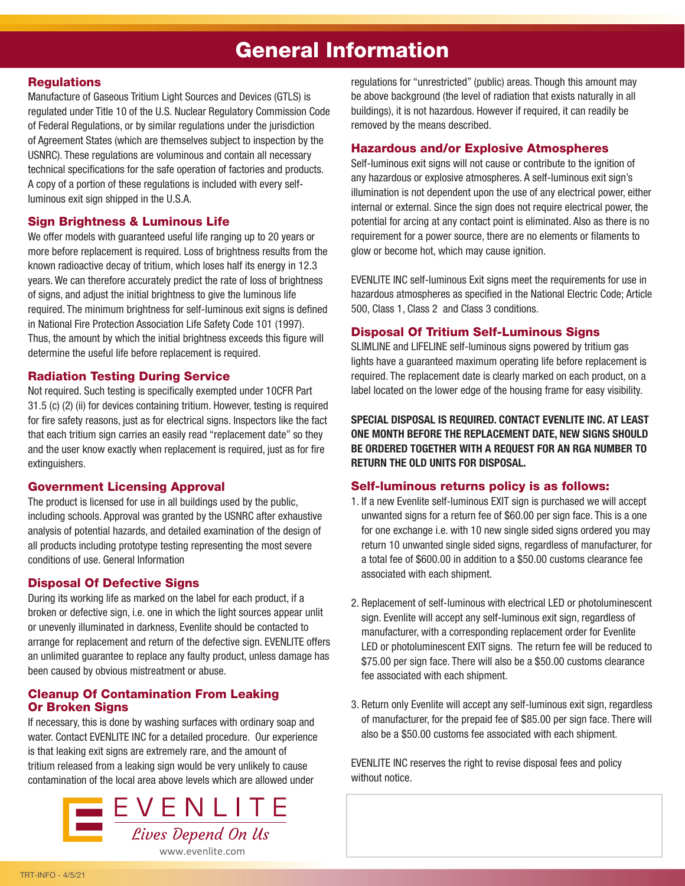# General Information

## Regulations

Manufacture of Gaseous Tritium Light Sources and Devices (GTLS) is regulated under Title 10 of the U.S. Nuclear Regulatory Commission Code of Federal Regulations, or by similar regulations under the jurisdiction of Agreement States (which are themselves subject to inspection by the USNRC). These regulations are voluminous and contain all necessary technical specifications for the safe operation of factories and products. A copy of a portion of these regulations is included with every self-luminous exit sign shipped in the U.S.A.

## Sign Brightness & Luminous Life

We offer models with guaranteed useful life ranging up to 20 years or more before replacement is required. Loss of brightness results from the known radioactive decay of tritium, which loses half its energy in 12.3 years. We can therefore accurately predict the rate of loss of brightness of signs, and adjust the initial brightness to give the luminous life required. The minimum brightness for self-luminous exit signs is defined in National Fire Protection Association Life Safety Code 101 (1997). Thus, the amount by which the initial brightness exceeds this figure will determine the useful life before replacement is required.

## Radiation Testing During Service

Not required. Such testing is specifically exempted under 10CFR Part 31.5 (c) (2) (ii) for devices containing tritium. However, testing is required for fire safety reasons, just as for electrical signs. Inspectors like the fact that each tritium sign carries an easily read "replacement date" so they and the user know exactly when replacement is required, just as for fire extinguishers.

## Government Licensing Approval

The product is licensed for use in all buildings used by the public, including schools. Approval was granted by the USNRC after exhaustive analysis of potential hazards, and detailed examination of the design of all products including prototype testing representing the most severe conditions of use. General Information

## Disposal Of Defective Signs

During its working life as marked on the label for each product, if a broken or defective sign, i.e. one in which the light sources appear unlit or unevenly illuminated in darkness, Evenlite should be contacted to arrange for replacement and return of the defective sign. EVENLITE offers an unlimited guarantee to replace any faulty product, unless damage has been caused by obvious mistreatment or abuse.

## Cleanup Of Contamination From Leaking Or Broken Signs

If necessary, this is done by washing surfaces with ordinary soap and water. Contact EVENLITE INC for a detailed procedure. Our experience is that leaking exit signs are extremely rare, and the amount of tritium released from a leaking sign would be very unlikely to cause contamination of the local area above levels which are allowed under regulations for "unrestricted" (public) areas. Though this amount may be above background (the level of radiation that exists naturally in all buildings), it is not hazardous. However if required, it can readily be removed by the means described.

## Hazardous and/or Explosive Atmospheres

Self-luminous exit signs will not cause or contribute to the ignition of any hazardous or explosive atmospheres. A self-luminous exit sign's illumination is not dependent upon the use of any electrical power, either internal or external. Since the sign does not require electrical power, the potential for arcing at any contact point is eliminated. Also as there is no requirement for a power source, there are no elements or filaments to glow or become hot, which may cause ignition.

EVENLITE INC self-luminous Exit signs meet the requirements for use in hazardous atmospheres as specified in the National Electric Code; Article 500, Class 1, Class 2 and Class 3 conditions.

## Disposal Of Tritium Self-Luminous Signs

SLIMLINE and LIFELINE self-luminous signs powered by tritium gas lights have a guaranteed maximum operating life before replacement is required. The replacement date is clearly marked on each product, on a label located on the lower edge of the housing frame for easy visibility.

**SPECIAL DISPOSAL IS REQUIRED. CONTACT EVENLITE INC. AT LEAST ONE MONTH BEFORE THE REPLACEMENT DATE, NEW SIGNS SHOULD BE ORDERED TOGETHER WITH A REQUEST FOR AN RGA NUMBER TO RETURN THE OLD UNITS FOR DISPOSAL.**

## Self-luminous returns policy is as follows:

1. If a new Evenlite self-luminous EXIT sign is purchased we will accept unwanted signs for a return fee of $60.00 per sign face. This is a one for one exchange i.e. with 10 new single sided signs ordered you may return 10 unwanted single sided signs, regardless of manufacturer, for a total fee of $600.00 in addition to a $50.00 customs clearance fee associated with each shipment.

2. Replacement of self-luminous with electrical LED or photoluminescent sign. Evenlite will accept any self-luminous exit sign, regardless of manufacturer, with a corresponding replacement order for Evenlite LED or photoluminescent EXIT signs. The return fee will be reduced to $75.00 per sign face. There will also be a $50.00 customs clearance fee associated with each shipment.

3. Return only Evenlite will accept any self-luminous exit sign, regardless of manufacturer, for the prepaid fee of $85.00 per sign face. There will also be a $50.00 customs fee associated with each shipment.

EVENLITE INC reserves the right to revise disposal fees and policy without notice.

EVENLITE
*Lives Depend On Us*
www.evenlite.com

TRT-INFO - 4/5/21